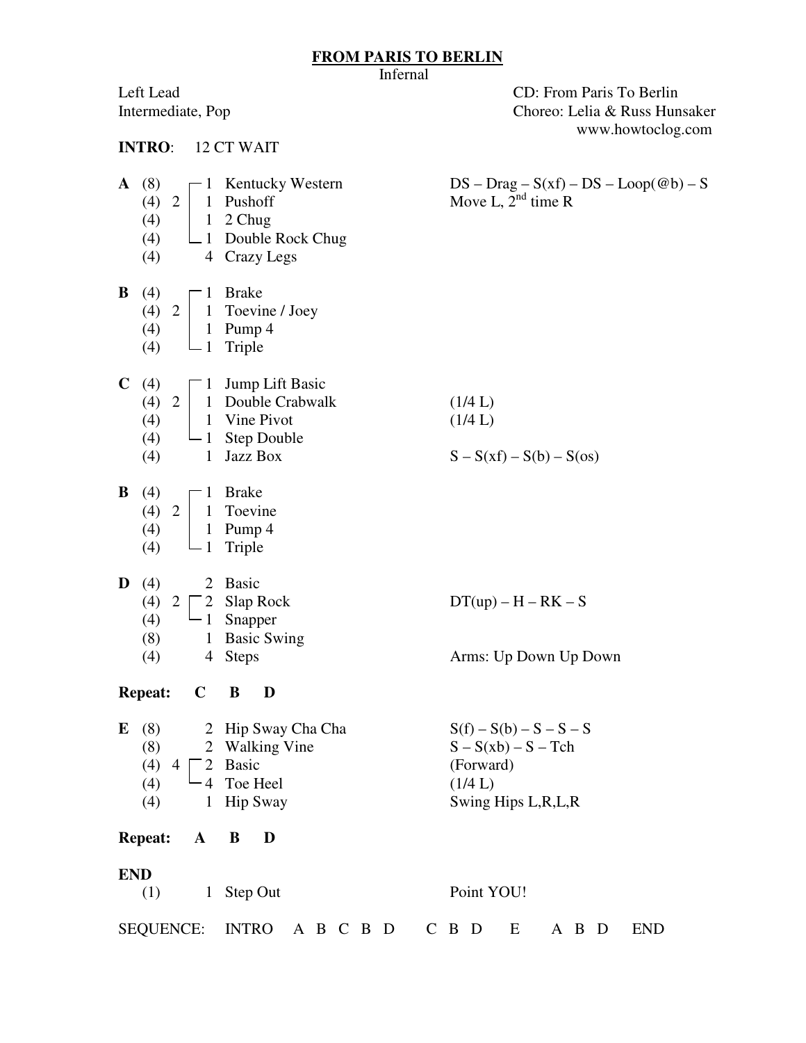# FROM PARIS TO BERLIN

Infernal

Left Lead
Intermediate, Pop

CD: From Paris To Berlin
Choreo: Lelia & Russ Hunsaker
www.howtoclog.com

**INTRO**: 12 CT WAIT

| Part | Counts | Repeat | Times | Step | Notes |
|---|---|---|---|---|---|
| **A** | (8) | 2 | 1 | Kentucky Western | DS – Drag – S(xf) – DS – Loop(@b) – S |
| | (4) | | 1 | Pushoff | Move L, 2nd time R |
| | (4) | | 1 | 2 Chug | |
| | (4) | | 1 | Double Rock Chug | |
| | (4) | | 4 | Crazy Legs | |
| **B** | (4) | 2 | 1 | Brake | |
| | (4) | | 1 | Toevine / Joey | |
| | (4) | | 1 | Pump 4 | |
| | (4) | | 1 | Triple | |
| **C** | (4) | 2 | 1 | Jump Lift Basic | |
| | (4) | | 1 | Double Crabwalk | (1/4 L) |
| | (4) | | 1 | Vine Pivot | (1/4 L) |
| | (4) | | 1 | Step Double | |
| | (4) | | 1 | Jazz Box | S – S(xf) – S(b) – S(os) |
| **B** | (4) | 2 | 1 | Brake | |
| | (4) | | 1 | Toevine | |
| | (4) | | 1 | Pump 4 | |
| | (4) | | 1 | Triple | |
| **D** | (4) | | 2 | Basic | |
| | (4) | 2 | 2 | Slap Rock | DT(up) – H – RK – S |
| | (4) | | 1 | Snapper | |
| | (8) | | 1 | Basic Swing | |
| | (4) | | 4 | Steps | Arms: Up Down Up Down |

**Repeat: C B D**

| Part | Counts | Repeat | Times | Step | Notes |
|---|---|---|---|---|---|
| **E** | (8) | | 2 | Hip Sway Cha Cha | S(f) – S(b) – S – S – S |
| | (8) | | 2 | Walking Vine | S – S(xb) – S – Tch |
| | (4) | 4 | 2 | Basic | (Forward) |
| | (4) | | 4 | Toe Heel | (1/4 L) |
| | (4) | | 1 | Hip Sway | Swing Hips L,R,L,R |

**Repeat: A B D**

**END**

| Counts | Times | Step | Notes |
|---|---|---|---|
| (1) | 1 | Step Out | Point YOU! |

SEQUENCE: INTRO A B C B D C B D E A B D END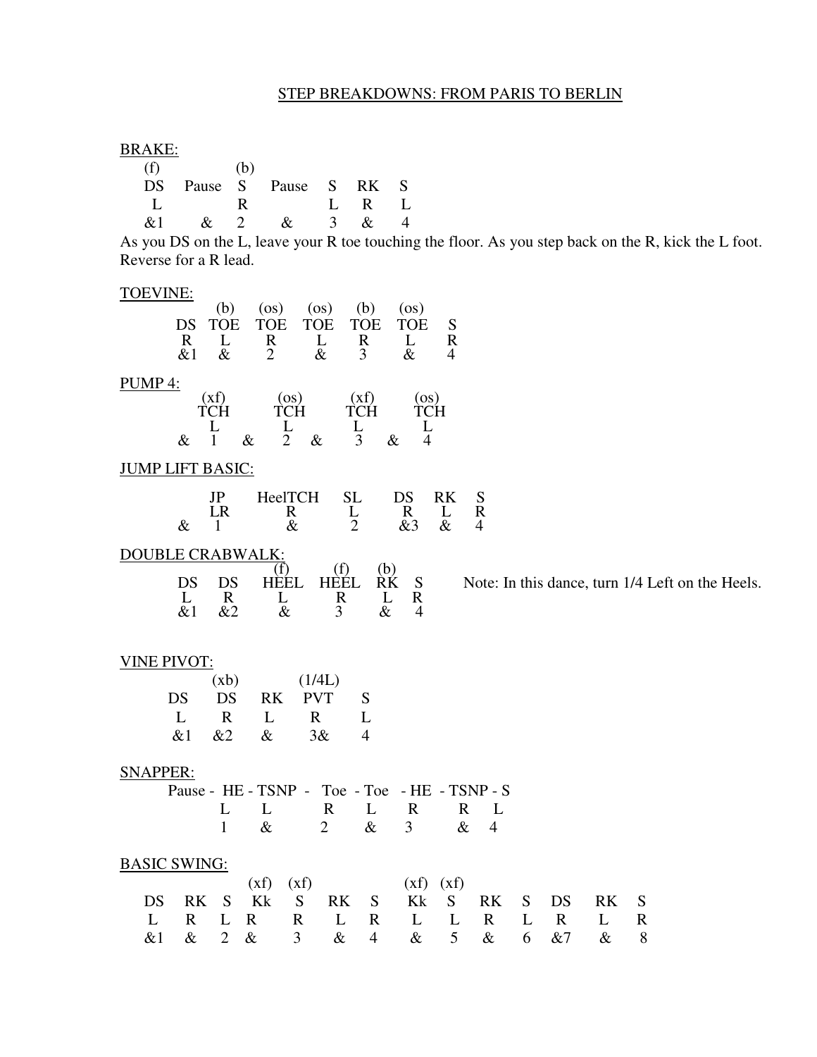# STEP BREAKDOWNS: FROM PARIS TO BERLIN

## BRAKE:

| | | | | | | |
|---|---|---|---|---|---|---|
| (f) | | (b) | | | | |
| DS | Pause | S | Pause | S | RK | S |
| L | | R | | L | R | L |
| &1 | & | 2 | & | 3 | & | 4 |

As you DS on the L, leave your R toe touching the floor. As you step back on the R, kick the L foot. Reverse for a R lead.

## TOEVINE:

| | | | | | | |
|---|---|---|---|---|---|---|
| | (b) | (os) | (os) | (b) | (os) | |
| DS | TOE | TOE | TOE | TOE | TOE | S |
| R | L | R | L | R | L | R |
| &1 | & | 2 | & | 3 | & | 4 |

## PUMP 4:

| | | | | | | | |
|---|---|---|---|---|---|---|---|
| | (xf) | | (os) | | (xf) | | (os) |
| | TCH | | TCH | | TCH | | TCH |
| | L | | L | | L | | L |
| & | 1 | & | 2 | & | 3 | & | 4 |

## JUMP LIFT BASIC:

| | | | | | | |
|---|---|---|---|---|---|---|
| | JP | HeelTCH | SL | DS | RK | S |
| | LR | R | L | R | L | R |
| & | 1 | & | 2 | &3 | & | 4 |

## DOUBLE CRABWALK:

| | | | | | |
|---|---|---|---|---|---|
| | | (f) | (f) | (b) | |
| DS | DS | HEEL | HEEL | RK | S |
| L | R | L | R | L | R |
| &1 | &2 | & | 3 | & | 4 |

Note: In this dance, turn 1/4 Left on the Heels.

## VINE PIVOT:

| | | | | |
|---|---|---|---|---|
| | (xb) | | (1/4L) | |
| DS | DS | RK | PVT | S |
| L | R | L | R | L |
| &1 | &2 | & | 3& | 4 |

## SNAPPER:

| | | | | | | | |
|---|---|---|---|---|---|---|---|
| Pause - | HE - | TSNP - | Toe - | Toe - | HE - | TSNP - | S |
| | L | L | R | L | R | R | L |
| | 1 | & | 2 | & | 3 | & | 4 |

## BASIC SWING:

| | | | | | | | | | | | | | |
|---|---|---|---|---|---|---|---|---|---|---|---|---|---|
| | | | (xf) | (xf) | | | (xf) | (xf) | | | | | |
| DS | RK | S | Kk | S | RK | S | Kk | S | RK | S | DS | RK | S |
| L | R | L | R | R | L | R | L | L | R | L | R | L | R |
| &1 | & | 2 | & | 3 | & | 4 | & | 5 | & | 6 | &7 | & | 8 |